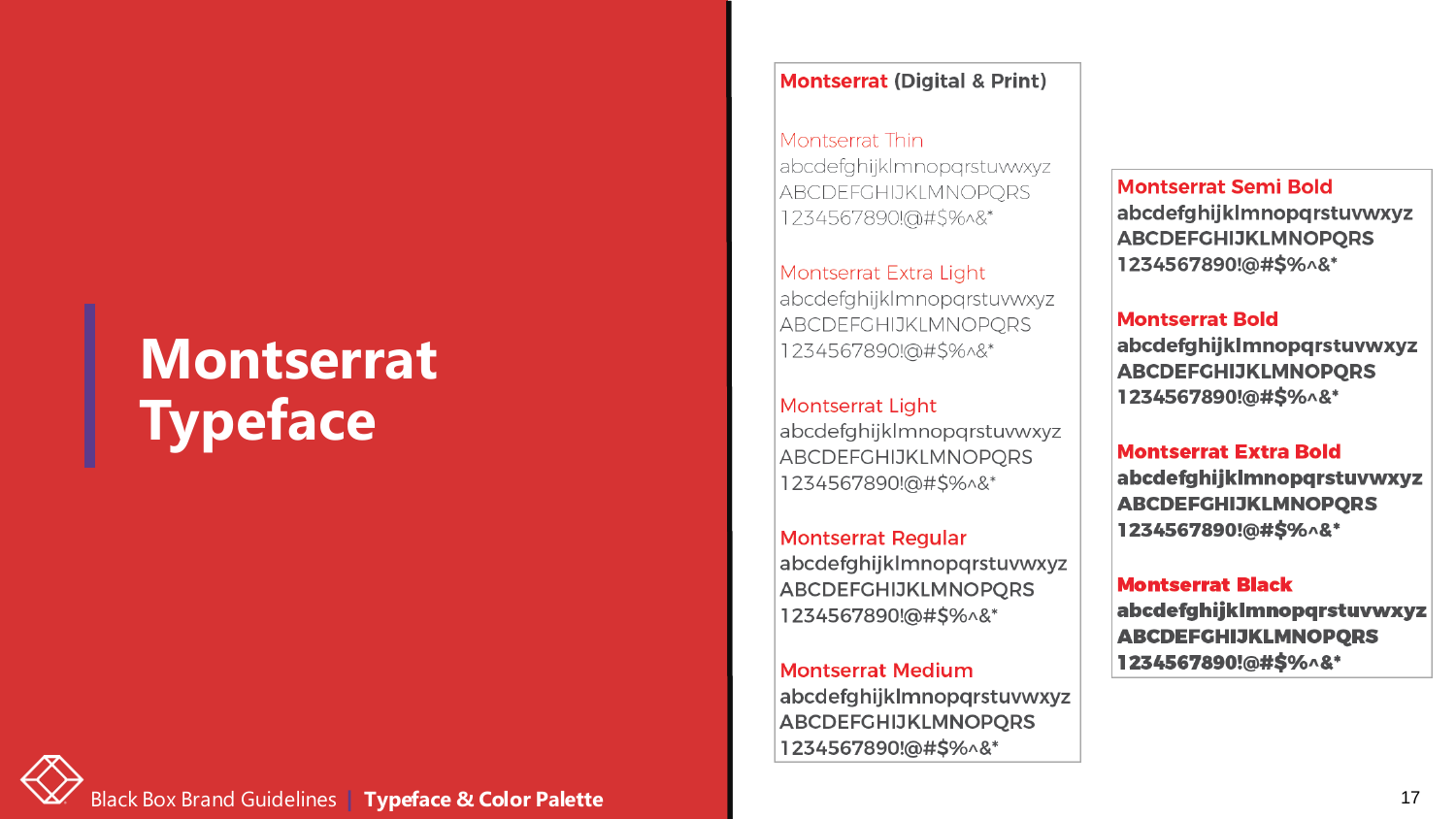# Montserrat Typeface

**Montserrat** (Digital & Print)

Montserrat Thin
abcdefghijklmnopqrstuvwxyz
ABCDEFGHIJKLMNOPQRS
1234567890!@#$%^&*

Montserrat Extra Light
abcdefghijklmnopqrstuvwxyz
ABCDEFGHIJKLMNOPQRS
1234567890!@#$%^&*

Montserrat Light
abcdefghijklmnopqrstuvwxyz
ABCDEFGHIJKLMNOPQRS
1234567890!@#$%^&*

Montserrat Regular
abcdefghijklmnopqrstuvwxyz
ABCDEFGHIJKLMNOPQRS
1234567890!@#$%^&*

Montserrat Medium
abcdefghijklmnopqrstuvwxyz
ABCDEFGHIJKLMNOPQRS
1234567890!@#$%^&*

**Montserrat Semi Bold**
**abcdefghijklmnopqrstuvwxyz**
**ABCDEFGHIJKLMNOPQRS**
**1234567890!@#$%^&***

**Montserrat Bold**
**abcdefghijklmnopqrstuvwxyz**
**ABCDEFGHIJKLMNOPQRS**
**1234567890!@#$%^&***

**Montserrat Extra Bold**
**abcdefghijklmnopqrstuvwxyz**
**ABCDEFGHIJKLMNOPQRS**
**1234567890!@#$%^&***

**Montserrat Black**
**abcdefghijklmnopqrstuvwxyz**
**ABCDEFGHIJKLMNOPQRS**
**1234567890!@#$%^&***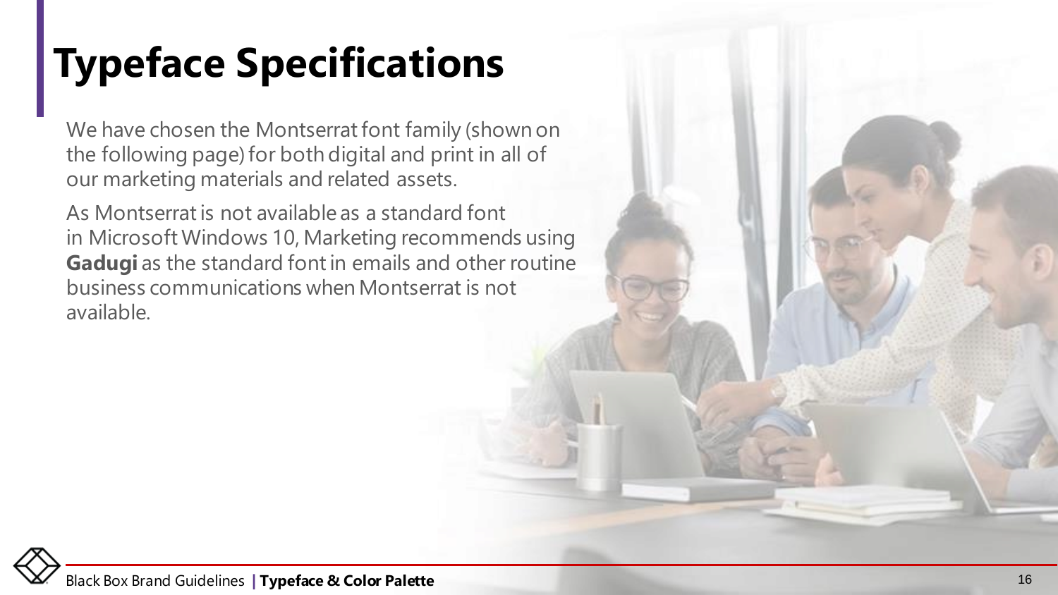# Typeface Specifications

We have chosen the Montserrat font family (shown on the following page) for both digital and print in all of our marketing materials and related assets.

As Montserrat is not available as a standard font in Microsoft Windows 10, Marketing recommends using **Gadugi** as the standard font in emails and other routine business communications when Montserrat is not available.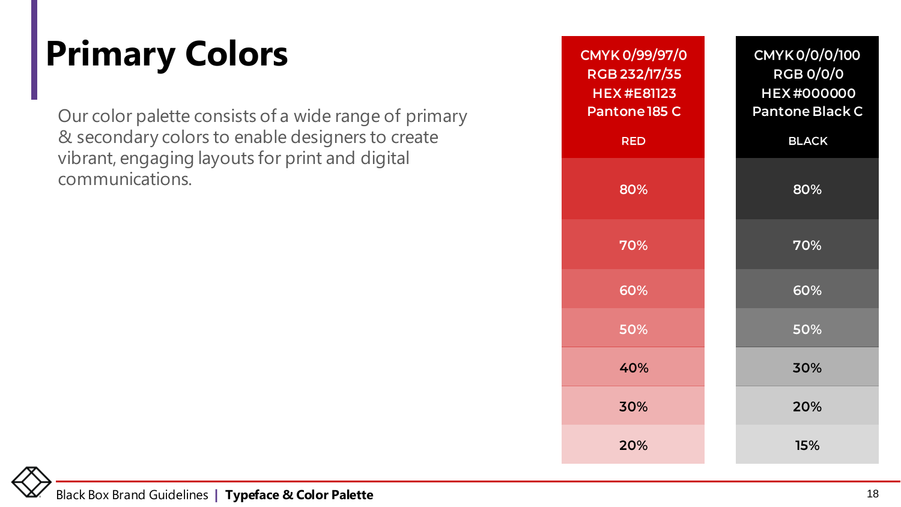# Primary Colors

Our color palette consists of a wide range of primary & secondary colors to enable designers to create vibrant, engaging layouts for print and digital communications.

| RED | BLACK |
| --- | --- |
| CMYK 0/99/97/0<br>RGB 232/17/35<br>HEX #E81123<br>Pantone 185 C | CMYK 0/0/0/100<br>RGB 0/0/0<br>HEX #000000<br>Pantone Black C |
| 80% | 80% |
| 70% | 70% |
| 60% | 60% |
| 50% | 50% |
| 40% | 30% |
| 30% | 20% |
| 20% | 15% |

Black Box Brand Guidelines | **Typeface & Color Palette**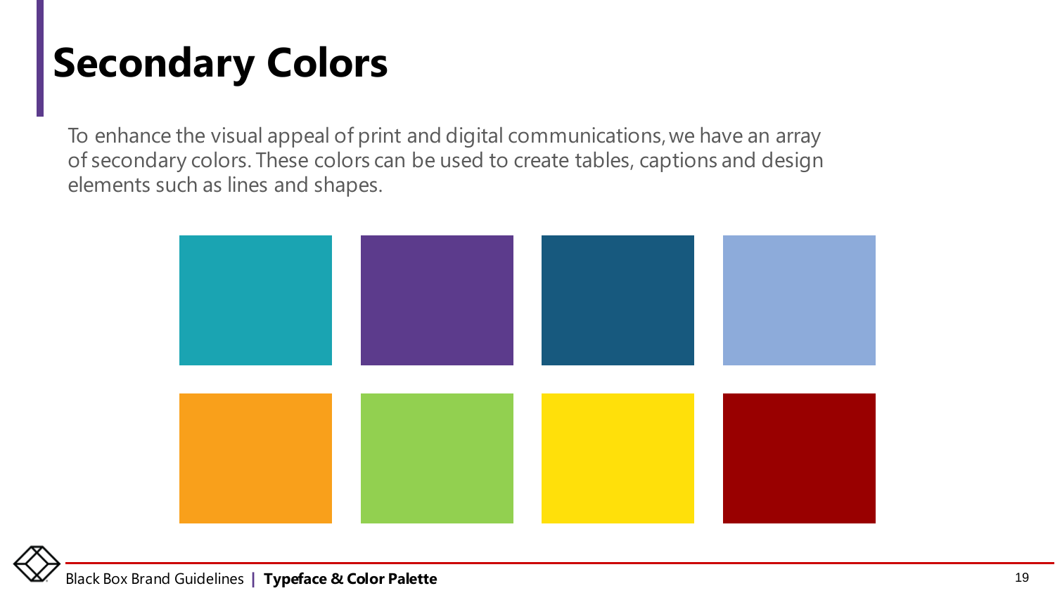# Secondary Colors

To enhance the visual appeal of print and digital communications, we have an array of secondary colors. These colors can be used to create tables, captions and design elements such as lines and shapes.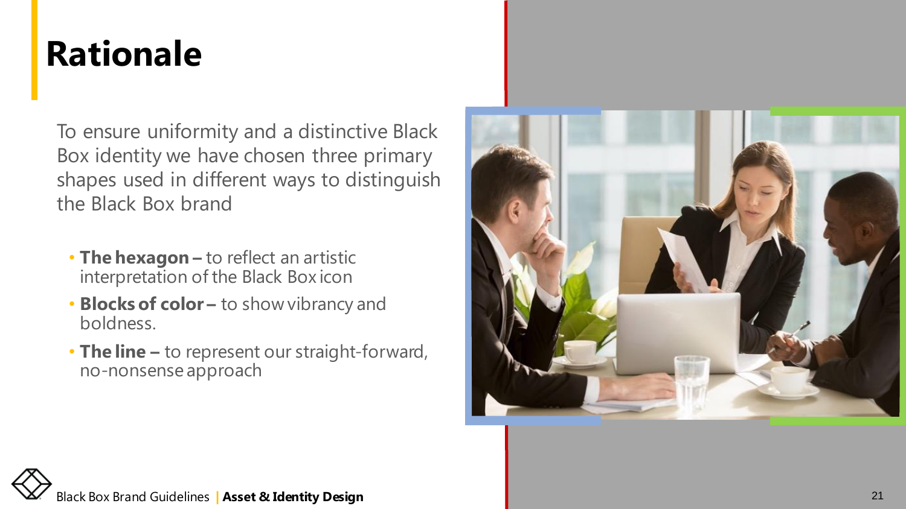# Rationale

To ensure uniformity and a distinctive Black Box identity we have chosen three primary shapes used in different ways to distinguish the Black Box brand

- **The hexagon –** to reflect an artistic interpretation of the Black Box icon
- **Blocks of color –** to show vibrancy and boldness.
- **The line –** to represent our straight-forward, no-nonsense approach